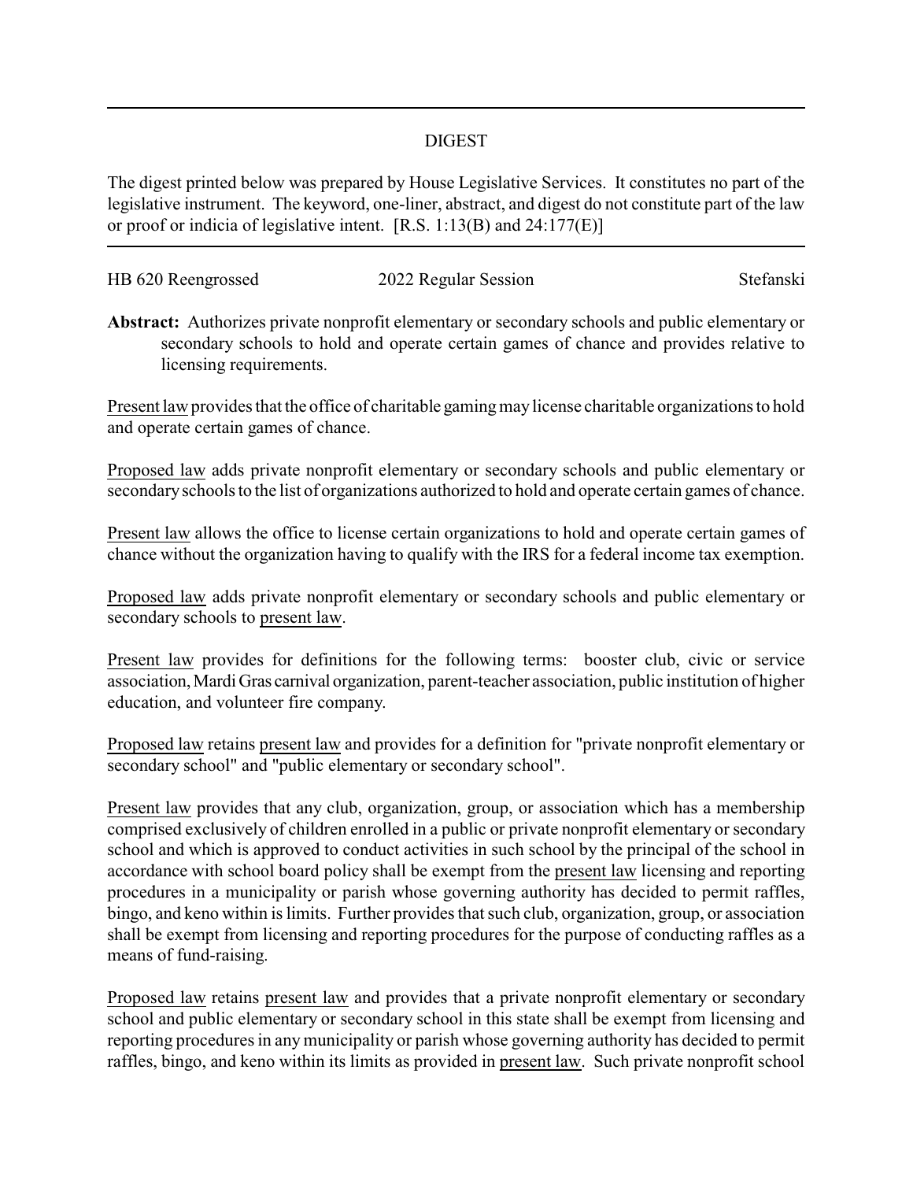# DIGEST

The digest printed below was prepared by House Legislative Services. It constitutes no part of the legislative instrument. The keyword, one-liner, abstract, and digest do not constitute part of the law or proof or indicia of legislative intent. [R.S. 1:13(B) and 24:177(E)]

HB 620 Reengrossed — 2022 Regular Session — Stefanski

**Abstract:** Authorizes private nonprofit elementary or secondary schools and public elementary or secondary schools to hold and operate certain games of chance and provides relative to licensing requirements.

Present law provides that the office of charitable gaming may license charitable organizations to hold and operate certain games of chance.

Proposed law adds private nonprofit elementary or secondary schools and public elementary or secondary schools to the list of organizations authorized to hold and operate certain games of chance.

Present law allows the office to license certain organizations to hold and operate certain games of chance without the organization having to qualify with the IRS for a federal income tax exemption.

Proposed law adds private nonprofit elementary or secondary schools and public elementary or secondary schools to present law.

Present law provides for definitions for the following terms: booster club, civic or service association, Mardi Gras carnival organization, parent-teacher association, public institution of higher education, and volunteer fire company.

Proposed law retains present law and provides for a definition for "private nonprofit elementary or secondary school" and "public elementary or secondary school".

Present law provides that any club, organization, group, or association which has a membership comprised exclusively of children enrolled in a public or private nonprofit elementary or secondary school and which is approved to conduct activities in such school by the principal of the school in accordance with school board policy shall be exempt from the present law licensing and reporting procedures in a municipality or parish whose governing authority has decided to permit raffles, bingo, and keno within is limits. Further provides that such club, organization, group, or association shall be exempt from licensing and reporting procedures for the purpose of conducting raffles as a means of fund-raising.

Proposed law retains present law and provides that a private nonprofit elementary or secondary school and public elementary or secondary school in this state shall be exempt from licensing and reporting procedures in any municipality or parish whose governing authority has decided to permit raffles, bingo, and keno within its limits as provided in present law. Such private nonprofit school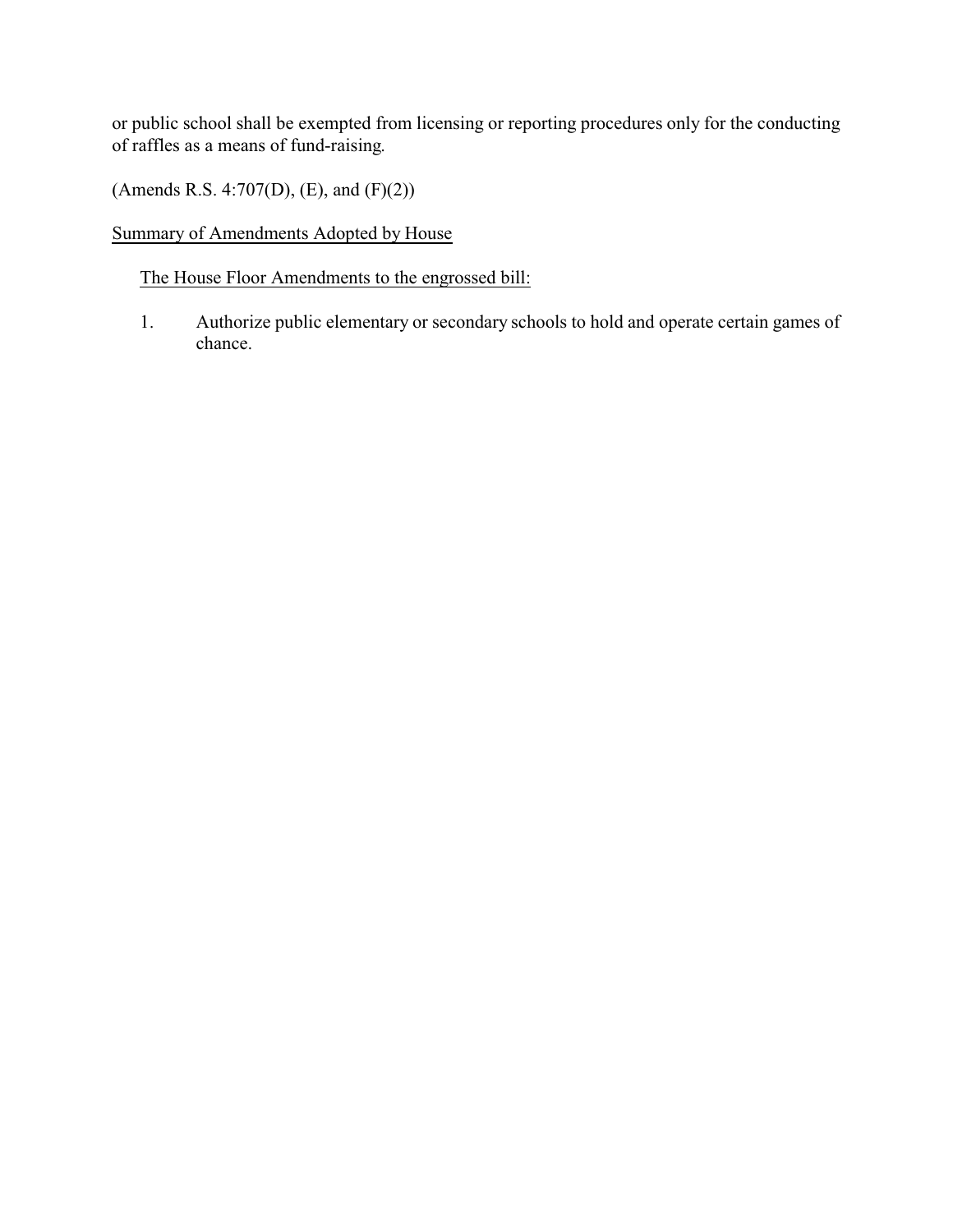or public school shall be exempted from licensing or reporting procedures only for the conducting of raffles as a means of fund-raising.

(Amends R.S. 4:707(D), (E), and (F)(2))

<u>Summary of Amendments Adopted by House</u>

<u>The House Floor Amendments to the engrossed bill:</u>

1. Authorize public elementary or secondary schools to hold and operate certain games of chance.